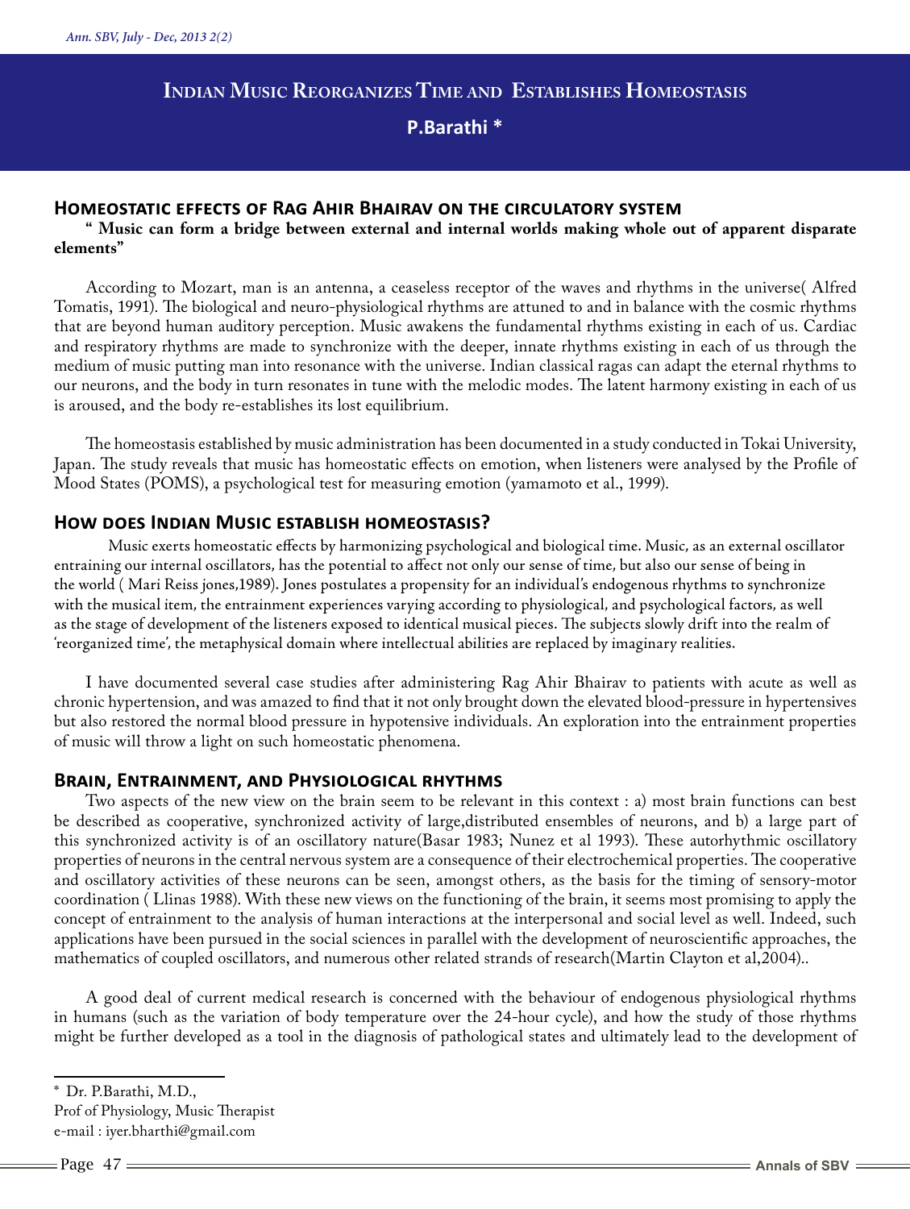# Indian Music Reorganizes Time and Establishes Homeostasis

**P.Barathi ***

## Homeostatic effects of Rag Ahir Bhairav on the circulatory system

**" Music can form a bridge between external and internal worlds making whole out of apparent disparate elements"**

According to Mozart, man is an antenna, a ceaseless receptor of the waves and rhythms in the universe( Alfred Tomatis, 1991). The biological and neuro-physiological rhythms are attuned to and in balance with the cosmic rhythms that are beyond human auditory perception. Music awakens the fundamental rhythms existing in each of us. Cardiac and respiratory rhythms are made to synchronize with the deeper, innate rhythms existing in each of us through the medium of music putting man into resonance with the universe. Indian classical ragas can adapt the eternal rhythms to our neurons, and the body in turn resonates in tune with the melodic modes. The latent harmony existing in each of us is aroused, and the body re-establishes its lost equilibrium.

The homeostasis established by music administration has been documented in a study conducted in Tokai University, Japan. The study reveals that music has homeostatic effects on emotion, when listeners were analysed by the Profile of Mood States (POMS), a psychological test for measuring emotion (yamamoto et al., 1999).

## How does Indian Music establish homeostasis?

Music exerts homeostatic effects by harmonizing psychological and biological time. Music, as an external oscillator entraining our internal oscillators, has the potential to affect not only our sense of time, but also our sense of being in the world ( Mari Reiss jones,1989). Jones postulates a propensity for an individual's endogenous rhythms to synchronize with the musical item, the entrainment experiences varying according to physiological, and psychological factors, as well as the stage of development of the listeners exposed to identical musical pieces. The subjects slowly drift into the realm of 'reorganized time', the metaphysical domain where intellectual abilities are replaced by imaginary realities.

I have documented several case studies after administering Rag Ahir Bhairav to patients with acute as well as chronic hypertension, and was amazed to find that it not only brought down the elevated blood-pressure in hypertensives but also restored the normal blood pressure in hypotensive individuals. An exploration into the entrainment properties of music will throw a light on such homeostatic phenomena.

## Brain, Entrainment, and Physiological rhythms

Two aspects of the new view on the brain seem to be relevant in this context : a) most brain functions can best be described as cooperative, synchronized activity of large,distributed ensembles of neurons, and b) a large part of this synchronized activity is of an oscillatory nature(Basar 1983; Nunez et al 1993). These autorhythmic oscillatory properties of neurons in the central nervous system are a consequence of their electrochemical properties. The cooperative and oscillatory activities of these neurons can be seen, amongst others, as the basis for the timing of sensory-motor coordination ( Llinas 1988). With these new views on the functioning of the brain, it seems most promising to apply the concept of entrainment to the analysis of human interactions at the interpersonal and social level as well. Indeed, such applications have been pursued in the social sciences in parallel with the development of neuroscientific approaches, the mathematics of coupled oscillators, and numerous other related strands of research(Martin Clayton et al,2004)..

A good deal of current medical research is concerned with the behaviour of endogenous physiological rhythms in humans (such as the variation of body temperature over the 24-hour cycle), and how the study of those rhythms might be further developed as a tool in the diagnosis of pathological states and ultimately lead to the development of

---

* Dr. P.Barathi, M.D.,
Prof of Physiology, Music Therapist
e-mail : iyer.bharthi@gmail.com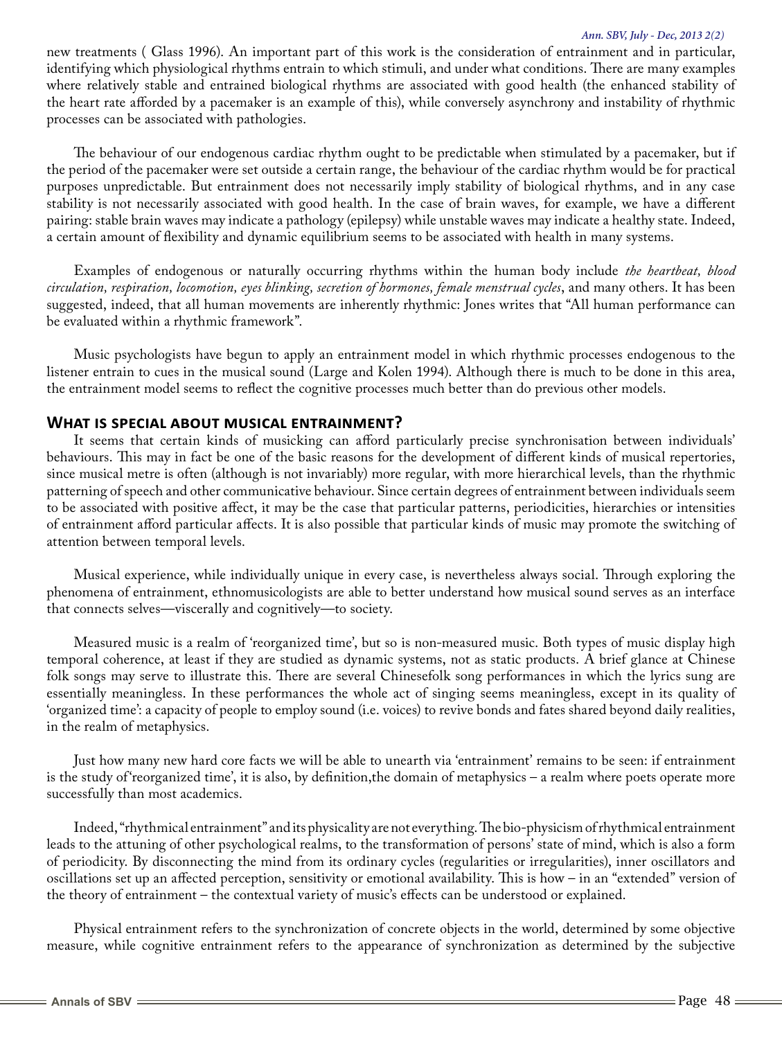new treatments ( Glass 1996). An important part of this work is the consideration of entrainment and in particular, identifying which physiological rhythms entrain to which stimuli, and under what conditions. There are many examples where relatively stable and entrained biological rhythms are associated with good health (the enhanced stability of the heart rate afforded by a pacemaker is an example of this), while conversely asynchrony and instability of rhythmic processes can be associated with pathologies.

The behaviour of our endogenous cardiac rhythm ought to be predictable when stimulated by a pacemaker, but if the period of the pacemaker were set outside a certain range, the behaviour of the cardiac rhythm would be for practical purposes unpredictable. But entrainment does not necessarily imply stability of biological rhythms, and in any case stability is not necessarily associated with good health. In the case of brain waves, for example, we have a different pairing: stable brain waves may indicate a pathology (epilepsy) while unstable waves may indicate a healthy state. Indeed, a certain amount of flexibility and dynamic equilibrium seems to be associated with health in many systems.

Examples of endogenous or naturally occurring rhythms within the human body include *the heartbeat, blood circulation, respiration, locomotion, eyes blinking, secretion of hormones, female menstrual cycles*, and many others. It has been suggested, indeed, that all human movements are inherently rhythmic: Jones writes that "All human performance can be evaluated within a rhythmic framework".

Music psychologists have begun to apply an entrainment model in which rhythmic processes endogenous to the listener entrain to cues in the musical sound (Large and Kolen 1994). Although there is much to be done in this area, the entrainment model seems to reflect the cognitive processes much better than do previous other models.

## What is special about musical entrainment?

It seems that certain kinds of musicking can afford particularly precise synchronisation between individuals' behaviours. This may in fact be one of the basic reasons for the development of different kinds of musical repertories, since musical metre is often (although is not invariably) more regular, with more hierarchical levels, than the rhythmic patterning of speech and other communicative behaviour. Since certain degrees of entrainment between individuals seem to be associated with positive affect, it may be the case that particular patterns, periodicities, hierarchies or intensities of entrainment afford particular affects. It is also possible that particular kinds of music may promote the switching of attention between temporal levels.

Musical experience, while individually unique in every case, is nevertheless always social. Through exploring the phenomena of entrainment, ethnomusicologists are able to better understand how musical sound serves as an interface that connects selves—viscerally and cognitively—to society.

Measured music is a realm of 'reorganized time', but so is non-measured music. Both types of music display high temporal coherence, at least if they are studied as dynamic systems, not as static products. A brief glance at Chinese folk songs may serve to illustrate this. There are several Chinesefolk song performances in which the lyrics sung are essentially meaningless. In these performances the whole act of singing seems meaningless, except in its quality of 'organized time': a capacity of people to employ sound (i.e. voices) to revive bonds and fates shared beyond daily realities, in the realm of metaphysics.

Just how many new hard core facts we will be able to unearth via 'entrainment' remains to be seen: if entrainment is the study of'reorganized time', it is also, by definition,the domain of metaphysics – a realm where poets operate more successfully than most academics.

Indeed, "rhythmical entrainment" and its physicality are not everything. The bio-physicism of rhythmical entrainment leads to the attuning of other psychological realms, to the transformation of persons' state of mind, which is also a form of periodicity. By disconnecting the mind from its ordinary cycles (regularities or irregularities), inner oscillators and oscillations set up an affected perception, sensitivity or emotional availability. This is how – in an "extended" version of the theory of entrainment – the contextual variety of music's effects can be understood or explained.

Physical entrainment refers to the synchronization of concrete objects in the world, determined by some objective measure, while cognitive entrainment refers to the appearance of synchronization as determined by the subjective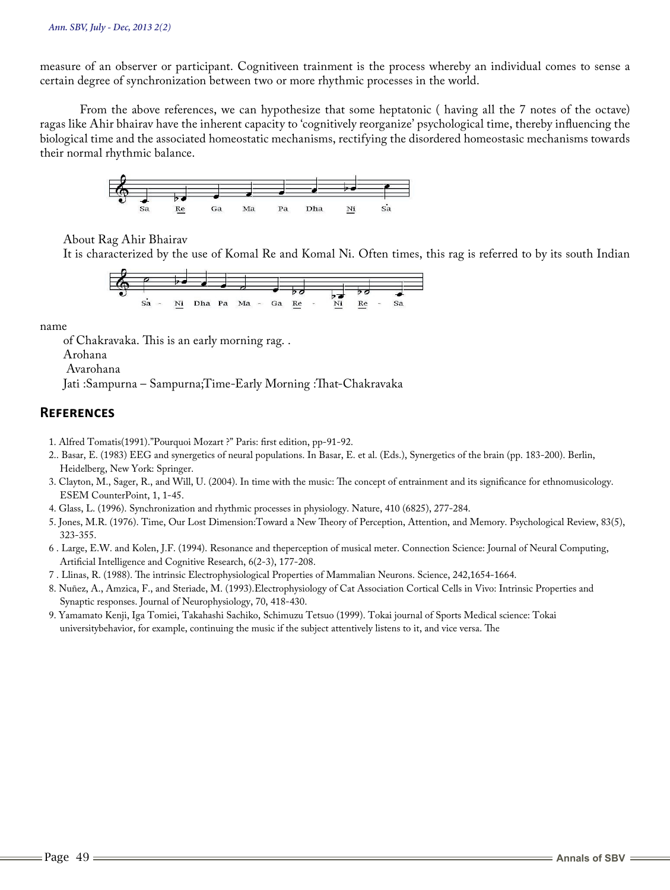measure of an observer or participant. Cognitiveen trainment is the process whereby an individual comes to sense a certain degree of synchronization between two or more rhythmic processes in the world.

From the above references, we can hypothesize that some heptatonic ( having all the 7 notes of the octave) ragas like Ahir bhairav have the inherent capacity to 'cognitively reorganize' psychological time, thereby influencing the biological time and the associated homeostatic mechanisms, rectifying the disordered homeostasic mechanisms towards their normal rhythmic balance.

Sa Re Ga Ma Pa Dha Ni Sa

About Rag Ahir Bhairav

It is characterized by the use of Komal Re and Komal Ni. Often times, this rag is referred to by its south Indian

Sa - Ni Dha Pa Ma - Ga Re - Ni Re - Sa

name

of Chakravaka. This is an early morning rag. .

Arohana

Avarohana

Jati :Sampurna – Sampurna;Time-Early Morning :That-Chakravaka

## References

1. Alfred Tomatis(1991)."Pourquoi Mozart ?" Paris: first edition, pp-91-92.
2.. Basar, E. (1983) EEG and synergetics of neural populations. In Basar, E. et al. (Eds.), Synergetics of the brain (pp. 183-200). Berlin, Heidelberg, New York: Springer.
3. Clayton, M., Sager, R., and Will, U. (2004). In time with the music: The concept of entrainment and its significance for ethnomusicology. ESEM CounterPoint, 1, 1-45.
4. Glass, L. (1996). Synchronization and rhythmic processes in physiology. Nature, 410 (6825), 277-284.
5. Jones, M.R. (1976). Time, Our Lost Dimension:Toward a New Theory of Perception, Attention, and Memory. Psychological Review, 83(5), 323-355.
6 . Large, E.W. and Kolen, J.F. (1994). Resonance and theperception of musical meter. Connection Science: Journal of Neural Computing, Artificial Intelligence and Cognitive Research, 6(2-3), 177-208.
7 . Llinas, R. (1988). The intrinsic Electrophysiological Properties of Mammalian Neurons. Science, 242,1654-1664.
8. Nuñez, A., Amzica, F., and Steriade, M. (1993).Electrophysiology of Cat Association Cortical Cells in Vivo: Intrinsic Properties and Synaptic responses. Journal of Neurophysiology, 70, 418-430.
9. Yamamato Kenji, Iga Tomiei, Takahashi Sachiko, Schimuzu Tetsuo (1999). Tokai journal of Sports Medical science: Tokai universitybehavior, for example, continuing the music if the subject attentively listens to it, and vice versa. The